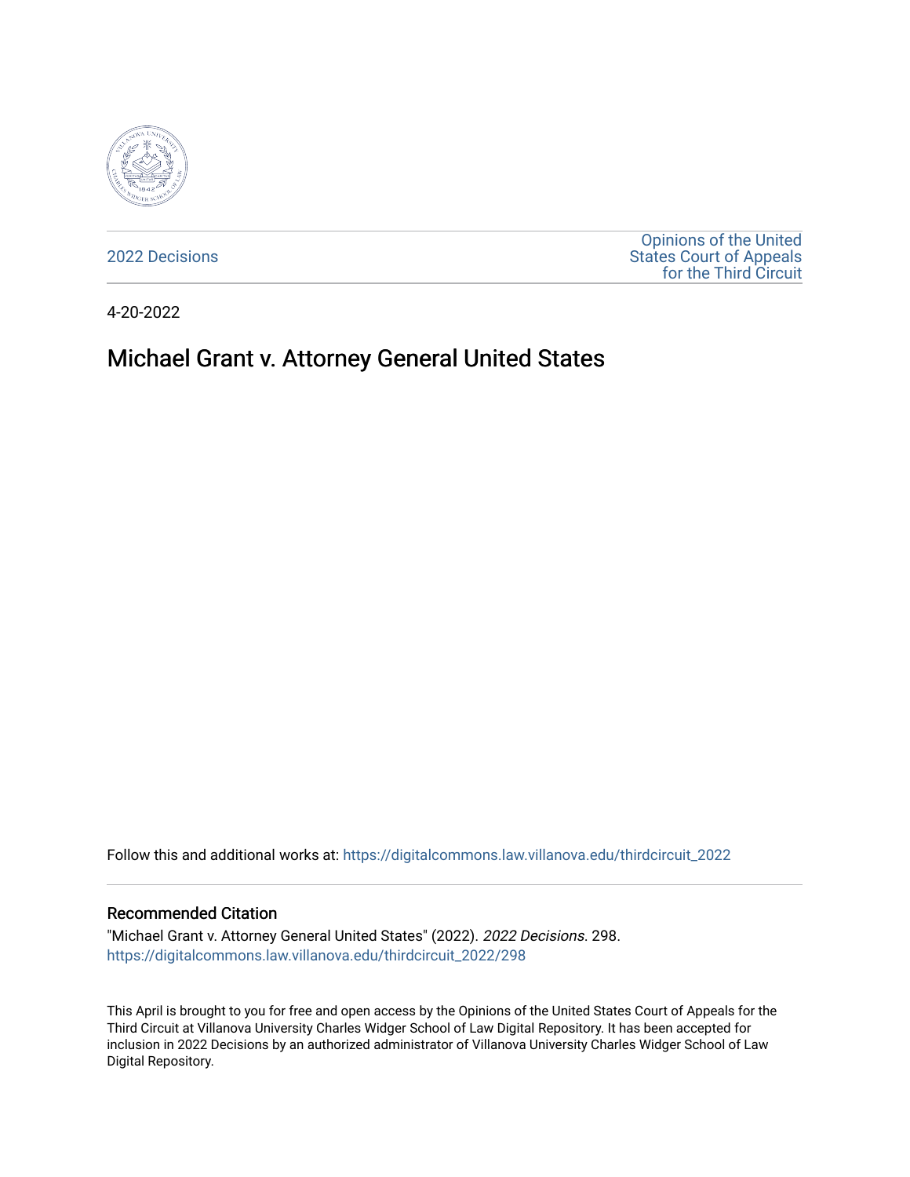2022 Decisions

Opinions of the United States Court of Appeals for the Third Circuit

4-20-2022

# Michael Grant v. Attorney General United States

Follow this and additional works at: https://digitalcommons.law.villanova.edu/thirdcircuit_2022

## Recommended Citation

"Michael Grant v. Attorney General United States" (2022). *2022 Decisions*. 298.
https://digitalcommons.law.villanova.edu/thirdcircuit_2022/298

This April is brought to you for free and open access by the Opinions of the United States Court of Appeals for the Third Circuit at Villanova University Charles Widger School of Law Digital Repository. It has been accepted for inclusion in 2022 Decisions by an authorized administrator of Villanova University Charles Widger School of Law Digital Repository.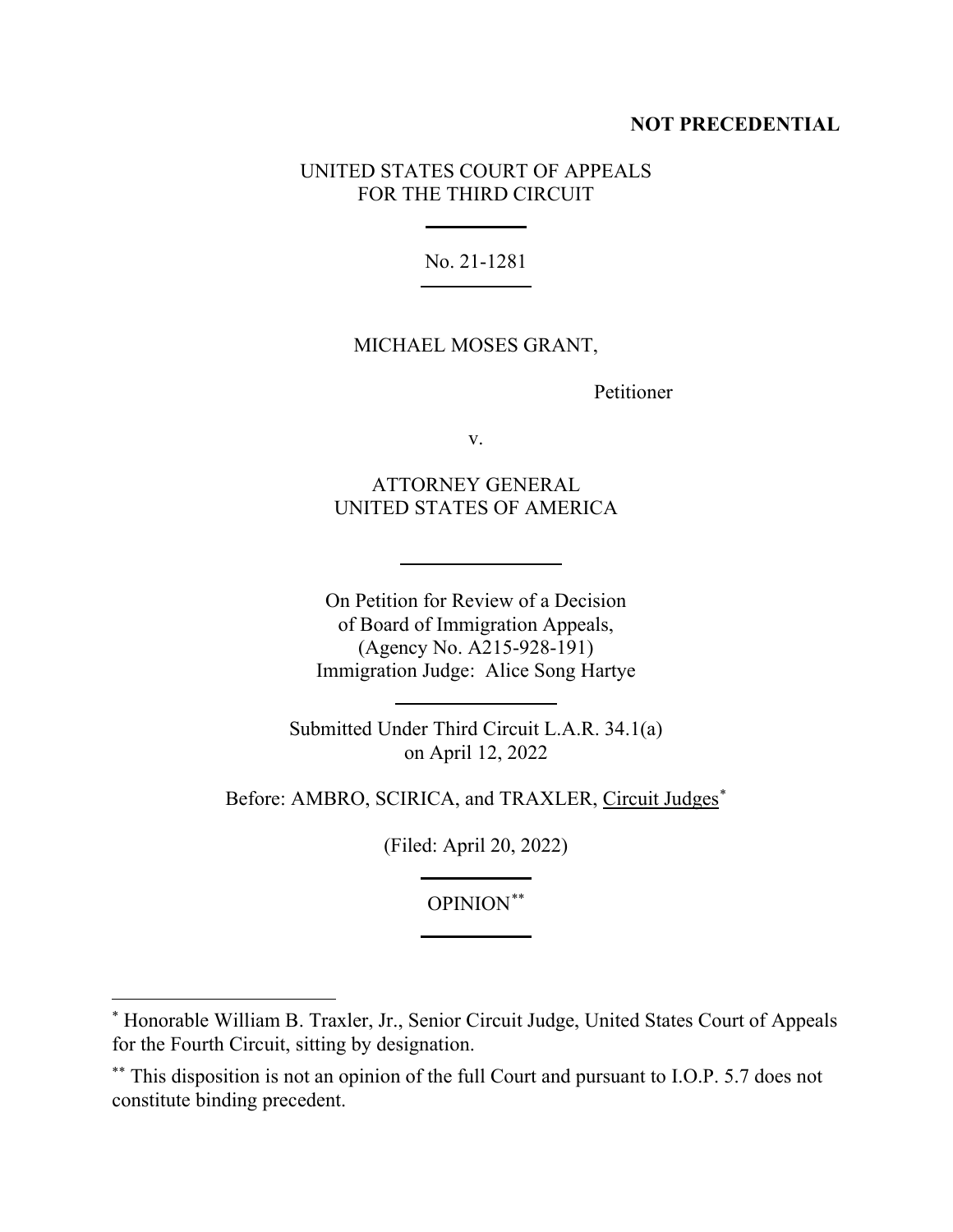**NOT PRECEDENTIAL**

UNITED STATES COURT OF APPEALS
FOR THE THIRD CIRCUIT

No. 21-1281

MICHAEL MOSES GRANT,

Petitioner

v.

ATTORNEY GENERAL
UNITED STATES OF AMERICA

On Petition for Review of a Decision
of Board of Immigration Appeals,
(Agency No. A215-928-191)
Immigration Judge: Alice Song Hartye

Submitted Under Third Circuit L.A.R. 34.1(a)
on April 12, 2022

Before: AMBRO, SCIRICA, and TRAXLER, Circuit Judges[*]

(Filed: April 20, 2022)

OPINION[**]

---

[*] Honorable William B. Traxler, Jr., Senior Circuit Judge, United States Court of Appeals for the Fourth Circuit, sitting by designation.

[**] This disposition is not an opinion of the full Court and pursuant to I.O.P. 5.7 does not constitute binding precedent.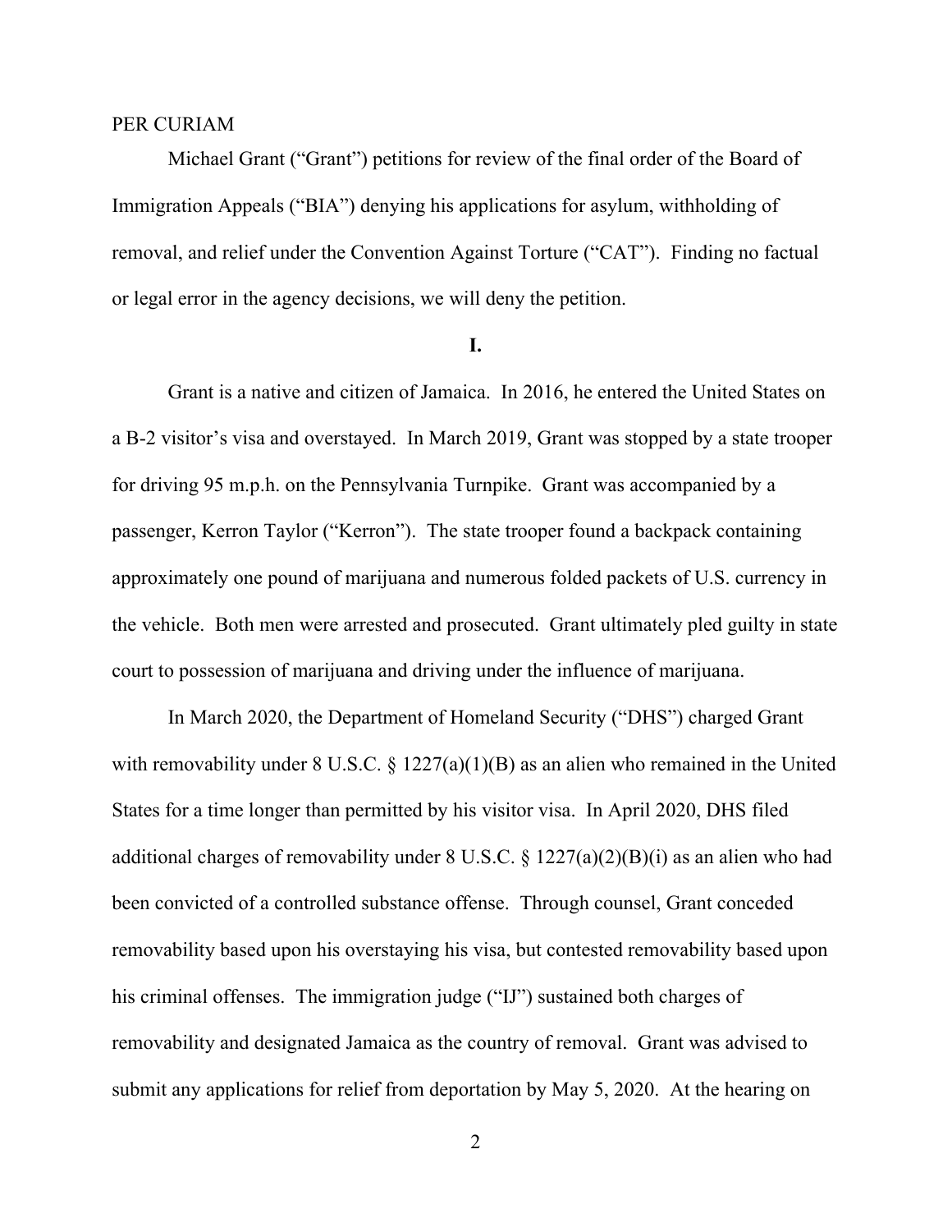PER CURIAM

Michael Grant ("Grant") petitions for review of the final order of the Board of Immigration Appeals ("BIA") denying his applications for asylum, withholding of removal, and relief under the Convention Against Torture ("CAT"). Finding no factual or legal error in the agency decisions, we will deny the petition.

**I.**

Grant is a native and citizen of Jamaica. In 2016, he entered the United States on a B-2 visitor's visa and overstayed. In March 2019, Grant was stopped by a state trooper for driving 95 m.p.h. on the Pennsylvania Turnpike. Grant was accompanied by a passenger, Kerron Taylor ("Kerron"). The state trooper found a backpack containing approximately one pound of marijuana and numerous folded packets of U.S. currency in the vehicle. Both men were arrested and prosecuted. Grant ultimately pled guilty in state court to possession of marijuana and driving under the influence of marijuana.

In March 2020, the Department of Homeland Security ("DHS") charged Grant with removability under 8 U.S.C. § 1227(a)(1)(B) as an alien who remained in the United States for a time longer than permitted by his visitor visa. In April 2020, DHS filed additional charges of removability under 8 U.S.C. § 1227(a)(2)(B)(i) as an alien who had been convicted of a controlled substance offense. Through counsel, Grant conceded removability based upon his overstaying his visa, but contested removability based upon his criminal offenses. The immigration judge ("IJ") sustained both charges of removability and designated Jamaica as the country of removal. Grant was advised to submit any applications for relief from deportation by May 5, 2020. At the hearing on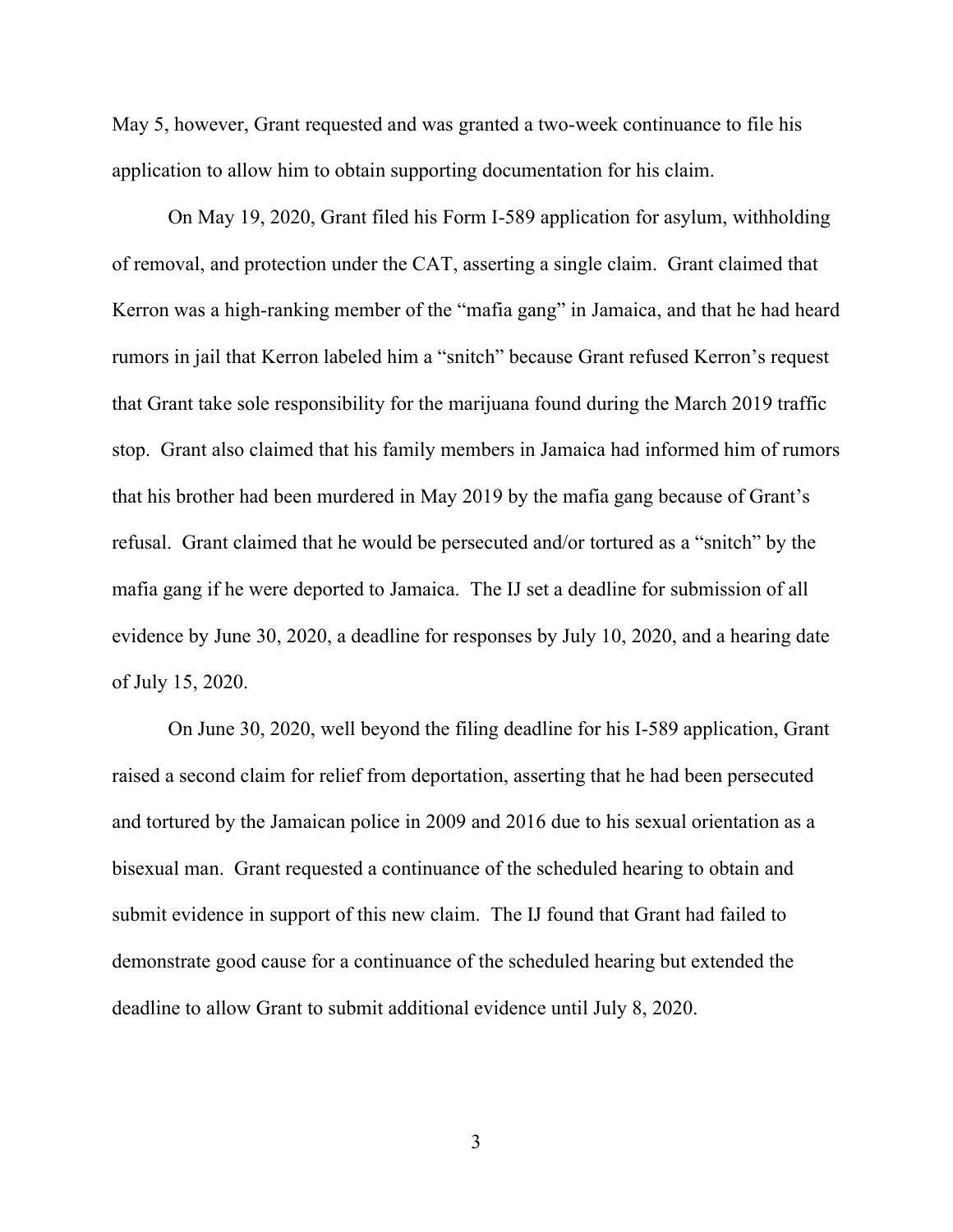May 5, however, Grant requested and was granted a two-week continuance to file his application to allow him to obtain supporting documentation for his claim.

On May 19, 2020, Grant filed his Form I-589 application for asylum, withholding of removal, and protection under the CAT, asserting a single claim. Grant claimed that Kerron was a high-ranking member of the "mafia gang" in Jamaica, and that he had heard rumors in jail that Kerron labeled him a "snitch" because Grant refused Kerron's request that Grant take sole responsibility for the marijuana found during the March 2019 traffic stop. Grant also claimed that his family members in Jamaica had informed him of rumors that his brother had been murdered in May 2019 by the mafia gang because of Grant's refusal. Grant claimed that he would be persecuted and/or tortured as a "snitch" by the mafia gang if he were deported to Jamaica. The IJ set a deadline for submission of all evidence by June 30, 2020, a deadline for responses by July 10, 2020, and a hearing date of July 15, 2020.

On June 30, 2020, well beyond the filing deadline for his I-589 application, Grant raised a second claim for relief from deportation, asserting that he had been persecuted and tortured by the Jamaican police in 2009 and 2016 due to his sexual orientation as a bisexual man. Grant requested a continuance of the scheduled hearing to obtain and submit evidence in support of this new claim. The IJ found that Grant had failed to demonstrate good cause for a continuance of the scheduled hearing but extended the deadline to allow Grant to submit additional evidence until July 8, 2020.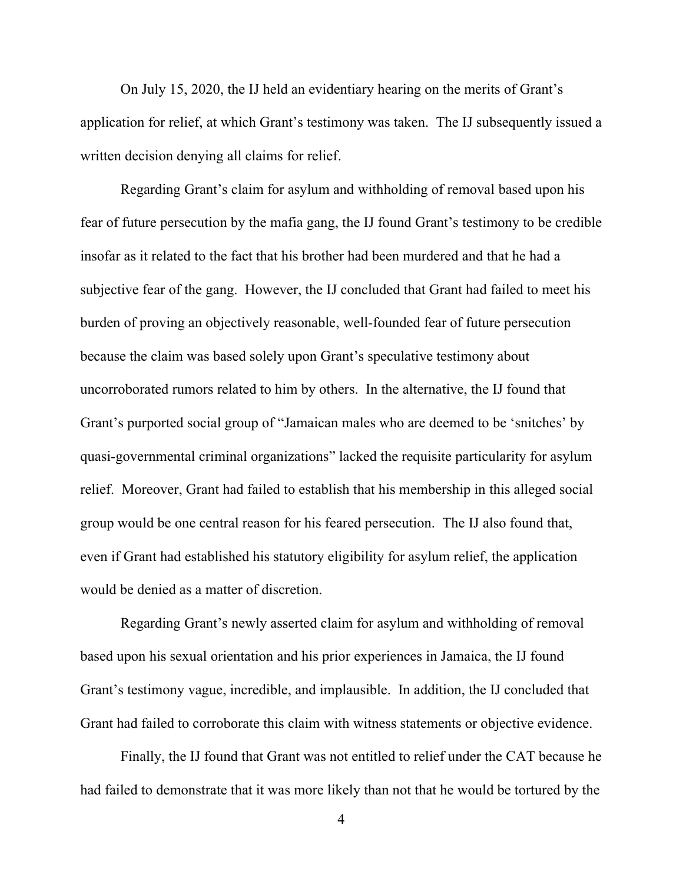On July 15, 2020, the IJ held an evidentiary hearing on the merits of Grant's application for relief, at which Grant's testimony was taken. The IJ subsequently issued a written decision denying all claims for relief.

Regarding Grant's claim for asylum and withholding of removal based upon his fear of future persecution by the mafia gang, the IJ found Grant's testimony to be credible insofar as it related to the fact that his brother had been murdered and that he had a subjective fear of the gang. However, the IJ concluded that Grant had failed to meet his burden of proving an objectively reasonable, well-founded fear of future persecution because the claim was based solely upon Grant's speculative testimony about uncorroborated rumors related to him by others. In the alternative, the IJ found that Grant's purported social group of "Jamaican males who are deemed to be 'snitches' by quasi-governmental criminal organizations" lacked the requisite particularity for asylum relief. Moreover, Grant had failed to establish that his membership in this alleged social group would be one central reason for his feared persecution. The IJ also found that, even if Grant had established his statutory eligibility for asylum relief, the application would be denied as a matter of discretion.

Regarding Grant's newly asserted claim for asylum and withholding of removal based upon his sexual orientation and his prior experiences in Jamaica, the IJ found Grant's testimony vague, incredible, and implausible. In addition, the IJ concluded that Grant had failed to corroborate this claim with witness statements or objective evidence.

Finally, the IJ found that Grant was not entitled to relief under the CAT because he had failed to demonstrate that it was more likely than not that he would be tortured by the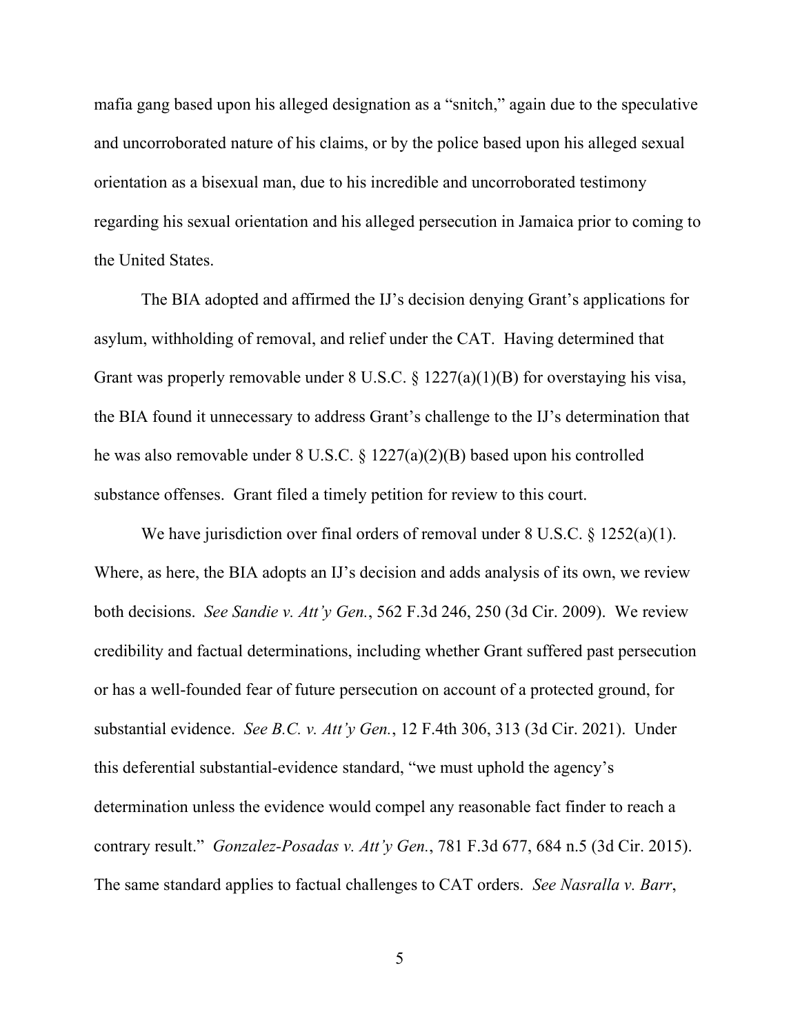mafia gang based upon his alleged designation as a "snitch," again due to the speculative and uncorroborated nature of his claims, or by the police based upon his alleged sexual orientation as a bisexual man, due to his incredible and uncorroborated testimony regarding his sexual orientation and his alleged persecution in Jamaica prior to coming to the United States.

The BIA adopted and affirmed the IJ's decision denying Grant's applications for asylum, withholding of removal, and relief under the CAT. Having determined that Grant was properly removable under 8 U.S.C. § 1227(a)(1)(B) for overstaying his visa, the BIA found it unnecessary to address Grant's challenge to the IJ's determination that he was also removable under 8 U.S.C. § 1227(a)(2)(B) based upon his controlled substance offenses. Grant filed a timely petition for review to this court.

We have jurisdiction over final orders of removal under 8 U.S.C. § 1252(a)(1). Where, as here, the BIA adopts an IJ's decision and adds analysis of its own, we review both decisions. *See Sandie v. Att'y Gen.*, 562 F.3d 246, 250 (3d Cir. 2009). We review credibility and factual determinations, including whether Grant suffered past persecution or has a well-founded fear of future persecution on account of a protected ground, for substantial evidence. *See B.C. v. Att'y Gen.*, 12 F.4th 306, 313 (3d Cir. 2021). Under this deferential substantial-evidence standard, "we must uphold the agency's determination unless the evidence would compel any reasonable fact finder to reach a contrary result." *Gonzalez-Posadas v. Att'y Gen.*, 781 F.3d 677, 684 n.5 (3d Cir. 2015). The same standard applies to factual challenges to CAT orders. *See Nasralla v. Barr*,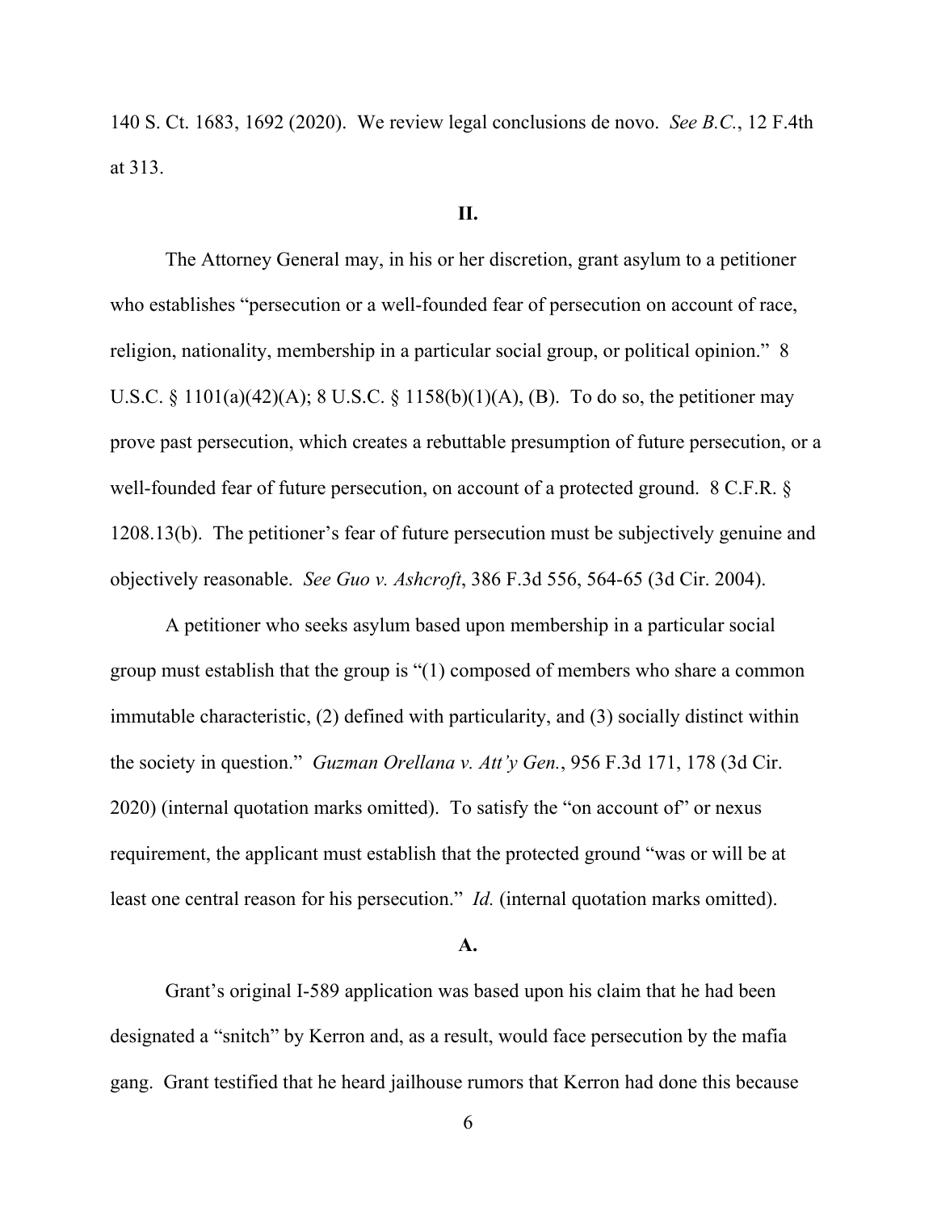140 S. Ct. 1683, 1692 (2020). We review legal conclusions de novo. *See B.C.*, 12 F.4th at 313.

## II.

The Attorney General may, in his or her discretion, grant asylum to a petitioner who establishes "persecution or a well-founded fear of persecution on account of race, religion, nationality, membership in a particular social group, or political opinion." 8 U.S.C. § 1101(a)(42)(A); 8 U.S.C. § 1158(b)(1)(A), (B). To do so, the petitioner may prove past persecution, which creates a rebuttable presumption of future persecution, or a well-founded fear of future persecution, on account of a protected ground. 8 C.F.R. § 1208.13(b). The petitioner's fear of future persecution must be subjectively genuine and objectively reasonable. *See Guo v. Ashcroft*, 386 F.3d 556, 564-65 (3d Cir. 2004).

A petitioner who seeks asylum based upon membership in a particular social group must establish that the group is "(1) composed of members who share a common immutable characteristic, (2) defined with particularity, and (3) socially distinct within the society in question." *Guzman Orellana v. Att'y Gen.*, 956 F.3d 171, 178 (3d Cir. 2020) (internal quotation marks omitted). To satisfy the "on account of" or nexus requirement, the applicant must establish that the protected ground "was or will be at least one central reason for his persecution." *Id.* (internal quotation marks omitted).

### A.

Grant's original I-589 application was based upon his claim that he had been designated a "snitch" by Kerron and, as a result, would face persecution by the mafia gang. Grant testified that he heard jailhouse rumors that Kerron had done this because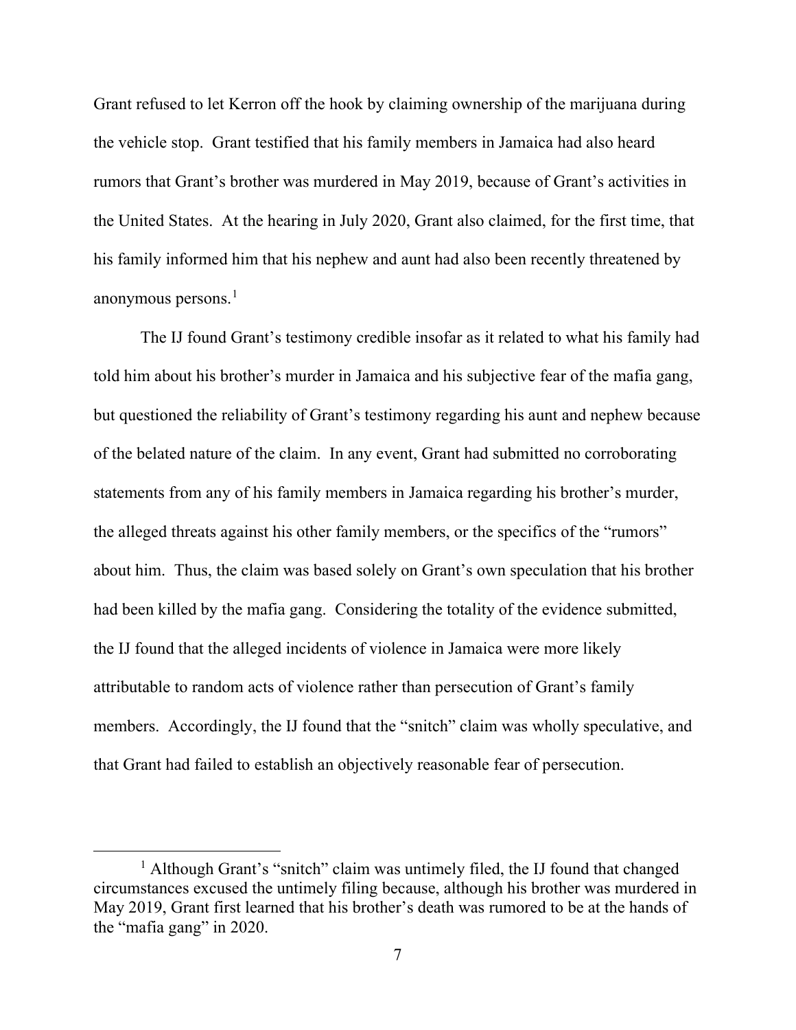Grant refused to let Kerron off the hook by claiming ownership of the marijuana during the vehicle stop. Grant testified that his family members in Jamaica had also heard rumors that Grant's brother was murdered in May 2019, because of Grant's activities in the United States. At the hearing in July 2020, Grant also claimed, for the first time, that his family informed him that his nephew and aunt had also been recently threatened by anonymous persons.[1]

The IJ found Grant's testimony credible insofar as it related to what his family had told him about his brother's murder in Jamaica and his subjective fear of the mafia gang, but questioned the reliability of Grant's testimony regarding his aunt and nephew because of the belated nature of the claim. In any event, Grant had submitted no corroborating statements from any of his family members in Jamaica regarding his brother's murder, the alleged threats against his other family members, or the specifics of the "rumors" about him. Thus, the claim was based solely on Grant's own speculation that his brother had been killed by the mafia gang. Considering the totality of the evidence submitted, the IJ found that the alleged incidents of violence in Jamaica were more likely attributable to random acts of violence rather than persecution of Grant's family members. Accordingly, the IJ found that the "snitch" claim was wholly speculative, and that Grant had failed to establish an objectively reasonable fear of persecution.

[1] Although Grant's "snitch" claim was untimely filed, the IJ found that changed circumstances excused the untimely filing because, although his brother was murdered in May 2019, Grant first learned that his brother's death was rumored to be at the hands of the "mafia gang" in 2020.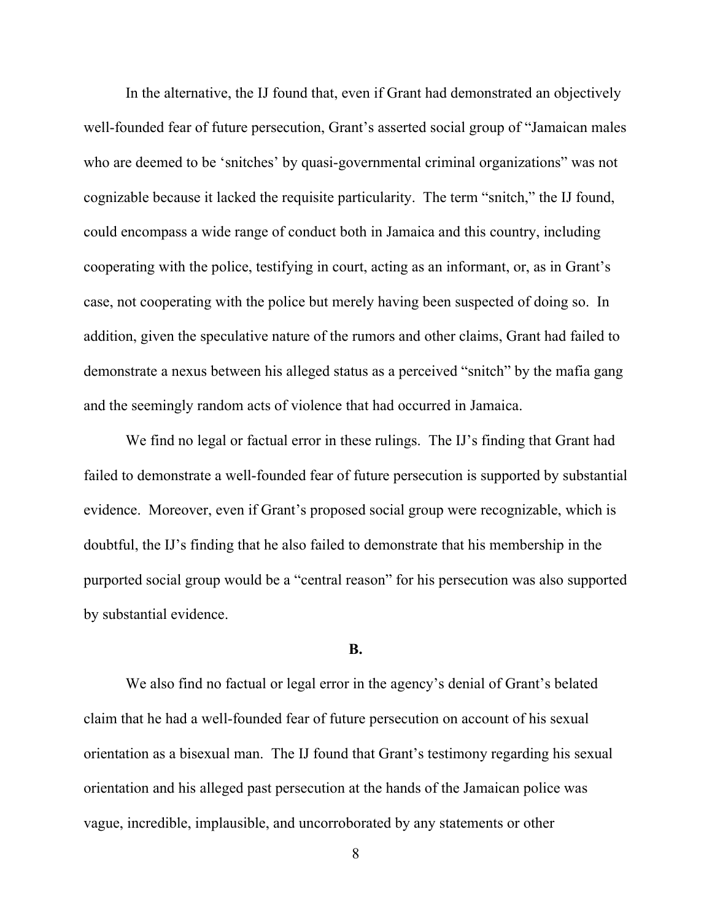In the alternative, the IJ found that, even if Grant had demonstrated an objectively well-founded fear of future persecution, Grant's asserted social group of "Jamaican males who are deemed to be 'snitches' by quasi-governmental criminal organizations" was not cognizable because it lacked the requisite particularity. The term "snitch," the IJ found, could encompass a wide range of conduct both in Jamaica and this country, including cooperating with the police, testifying in court, acting as an informant, or, as in Grant's case, not cooperating with the police but merely having been suspected of doing so. In addition, given the speculative nature of the rumors and other claims, Grant had failed to demonstrate a nexus between his alleged status as a perceived "snitch" by the mafia gang and the seemingly random acts of violence that had occurred in Jamaica.

We find no legal or factual error in these rulings. The IJ's finding that Grant had failed to demonstrate a well-founded fear of future persecution is supported by substantial evidence. Moreover, even if Grant's proposed social group were recognizable, which is doubtful, the IJ's finding that he also failed to demonstrate that his membership in the purported social group would be a "central reason" for his persecution was also supported by substantial evidence.

**B.**

We also find no factual or legal error in the agency's denial of Grant's belated claim that he had a well-founded fear of future persecution on account of his sexual orientation as a bisexual man. The IJ found that Grant's testimony regarding his sexual orientation and his alleged past persecution at the hands of the Jamaican police was vague, incredible, implausible, and uncorroborated by any statements or other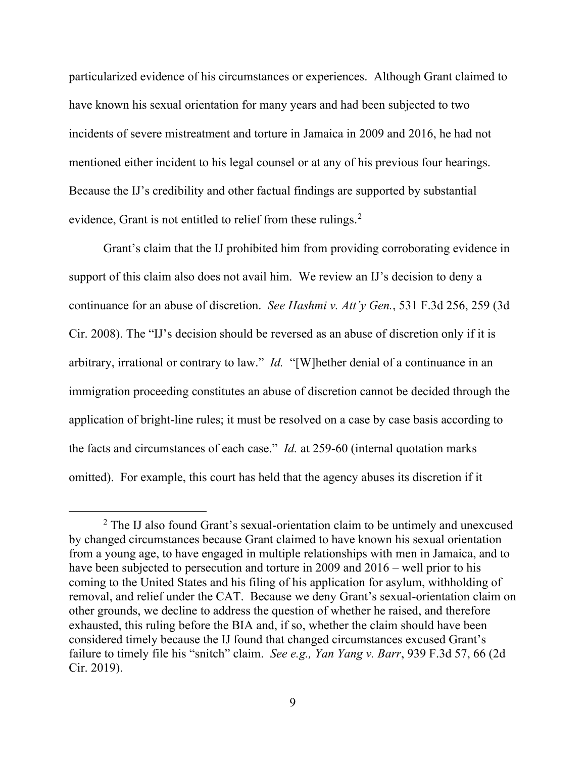particularized evidence of his circumstances or experiences. Although Grant claimed to have known his sexual orientation for many years and had been subjected to two incidents of severe mistreatment and torture in Jamaica in 2009 and 2016, he had not mentioned either incident to his legal counsel or at any of his previous four hearings. Because the IJ's credibility and other factual findings are supported by substantial evidence, Grant is not entitled to relief from these rulings.[2]

Grant's claim that the IJ prohibited him from providing corroborating evidence in support of this claim also does not avail him. We review an IJ's decision to deny a continuance for an abuse of discretion. *See Hashmi v. Att'y Gen.*, 531 F.3d 256, 259 (3d Cir. 2008). The "IJ's decision should be reversed as an abuse of discretion only if it is arbitrary, irrational or contrary to law." *Id.* "[W]hether denial of a continuance in an immigration proceeding constitutes an abuse of discretion cannot be decided through the application of bright-line rules; it must be resolved on a case by case basis according to the facts and circumstances of each case." *Id.* at 259-60 (internal quotation marks omitted). For example, this court has held that the agency abuses its discretion if it

[2] The IJ also found Grant's sexual-orientation claim to be untimely and unexcused by changed circumstances because Grant claimed to have known his sexual orientation from a young age, to have engaged in multiple relationships with men in Jamaica, and to have been subjected to persecution and torture in 2009 and 2016 – well prior to his coming to the United States and his filing of his application for asylum, withholding of removal, and relief under the CAT. Because we deny Grant's sexual-orientation claim on other grounds, we decline to address the question of whether he raised, and therefore exhausted, this ruling before the BIA and, if so, whether the claim should have been considered timely because the IJ found that changed circumstances excused Grant's failure to timely file his "snitch" claim. *See e.g., Yan Yang v. Barr*, 939 F.3d 57, 66 (2d Cir. 2019).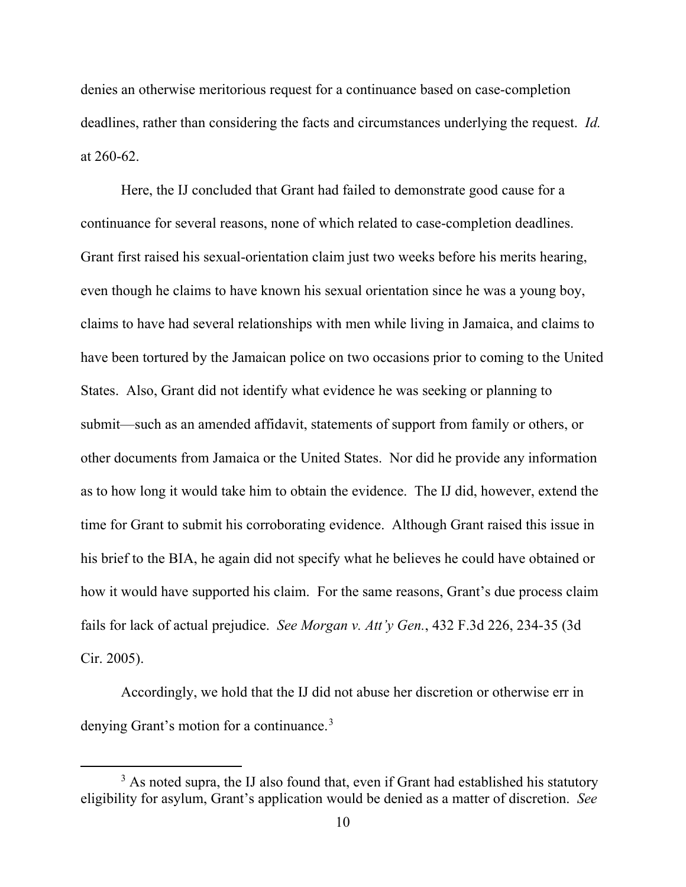denies an otherwise meritorious request for a continuance based on case-completion deadlines, rather than considering the facts and circumstances underlying the request. *Id.* at 260-62.

Here, the IJ concluded that Grant had failed to demonstrate good cause for a continuance for several reasons, none of which related to case-completion deadlines. Grant first raised his sexual-orientation claim just two weeks before his merits hearing, even though he claims to have known his sexual orientation since he was a young boy, claims to have had several relationships with men while living in Jamaica, and claims to have been tortured by the Jamaican police on two occasions prior to coming to the United States. Also, Grant did not identify what evidence he was seeking or planning to submit—such as an amended affidavit, statements of support from family or others, or other documents from Jamaica or the United States. Nor did he provide any information as to how long it would take him to obtain the evidence. The IJ did, however, extend the time for Grant to submit his corroborating evidence. Although Grant raised this issue in his brief to the BIA, he again did not specify what he believes he could have obtained or how it would have supported his claim. For the same reasons, Grant's due process claim fails for lack of actual prejudice. *See Morgan v. Att'y Gen.*, 432 F.3d 226, 234-35 (3d Cir. 2005).

Accordingly, we hold that the IJ did not abuse her discretion or otherwise err in denying Grant's motion for a continuance.[3]

---

[3] As noted supra, the IJ also found that, even if Grant had established his statutory eligibility for asylum, Grant's application would be denied as a matter of discretion. *See*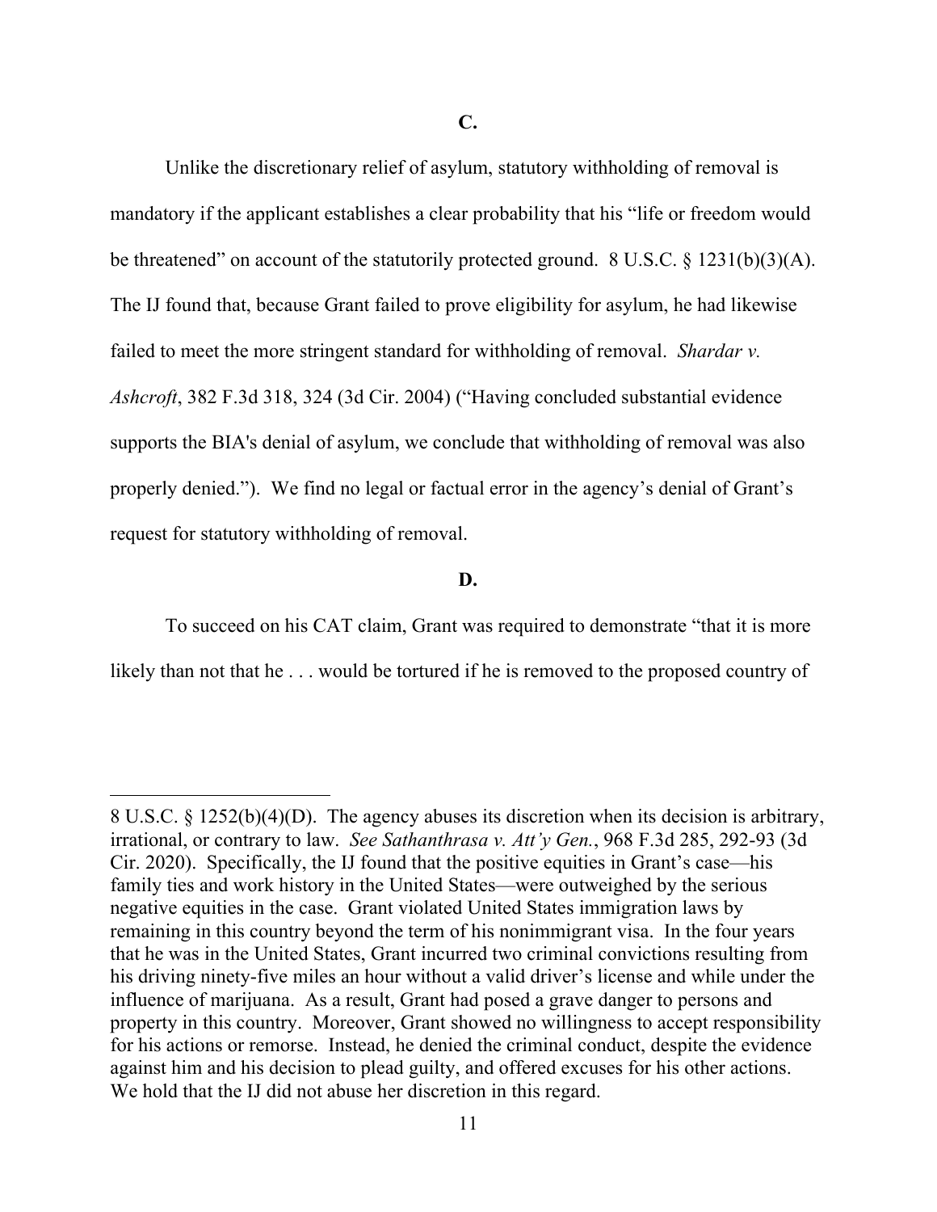**C.**

Unlike the discretionary relief of asylum, statutory withholding of removal is mandatory if the applicant establishes a clear probability that his "life or freedom would be threatened" on account of the statutorily protected ground. 8 U.S.C. § 1231(b)(3)(A). The IJ found that, because Grant failed to prove eligibility for asylum, he had likewise failed to meet the more stringent standard for withholding of removal. *Shardar v. Ashcroft*, 382 F.3d 318, 324 (3d Cir. 2004) ("Having concluded substantial evidence supports the BIA's denial of asylum, we conclude that withholding of removal was also properly denied."). We find no legal or factual error in the agency's denial of Grant's request for statutory withholding of removal.

**D.**

To succeed on his CAT claim, Grant was required to demonstrate "that it is more likely than not that he . . . would be tortured if he is removed to the proposed country of

---

8 U.S.C. § 1252(b)(4)(D). The agency abuses its discretion when its decision is arbitrary, irrational, or contrary to law. *See Sathanthrasa v. Att'y Gen.*, 968 F.3d 285, 292-93 (3d Cir. 2020). Specifically, the IJ found that the positive equities in Grant's case—his family ties and work history in the United States—were outweighed by the serious negative equities in the case. Grant violated United States immigration laws by remaining in this country beyond the term of his nonimmigrant visa. In the four years that he was in the United States, Grant incurred two criminal convictions resulting from his driving ninety-five miles an hour without a valid driver's license and while under the influence of marijuana. As a result, Grant had posed a grave danger to persons and property in this country. Moreover, Grant showed no willingness to accept responsibility for his actions or remorse. Instead, he denied the criminal conduct, despite the evidence against him and his decision to plead guilty, and offered excuses for his other actions. We hold that the IJ did not abuse her discretion in this regard.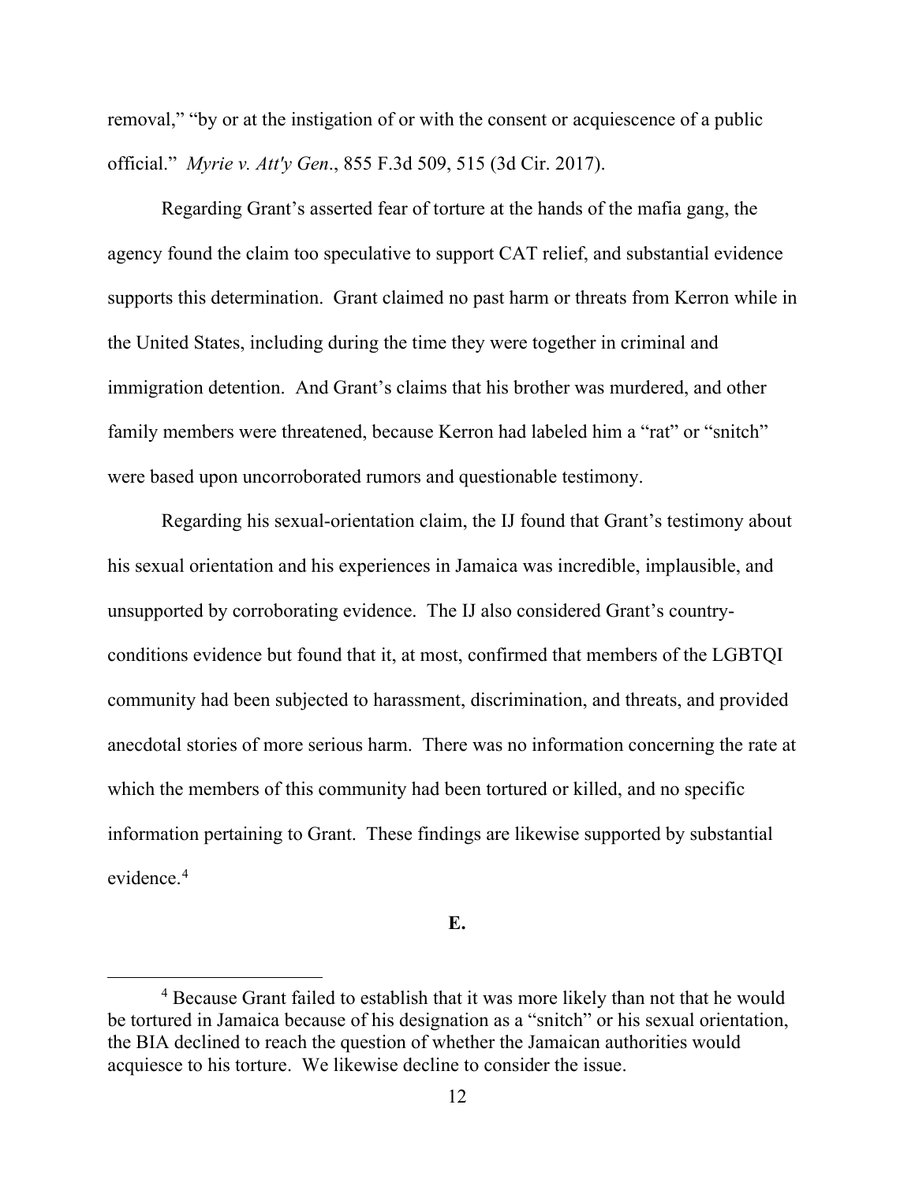removal," "by or at the instigation of or with the consent or acquiescence of a public official." *Myrie v. Att'y Gen*., 855 F.3d 509, 515 (3d Cir. 2017).

Regarding Grant's asserted fear of torture at the hands of the mafia gang, the agency found the claim too speculative to support CAT relief, and substantial evidence supports this determination. Grant claimed no past harm or threats from Kerron while in the United States, including during the time they were together in criminal and immigration detention. And Grant's claims that his brother was murdered, and other family members were threatened, because Kerron had labeled him a "rat" or "snitch" were based upon uncorroborated rumors and questionable testimony.

Regarding his sexual-orientation claim, the IJ found that Grant's testimony about his sexual orientation and his experiences in Jamaica was incredible, implausible, and unsupported by corroborating evidence. The IJ also considered Grant's country-conditions evidence but found that it, at most, confirmed that members of the LGBTQI community had been subjected to harassment, discrimination, and threats, and provided anecdotal stories of more serious harm. There was no information concerning the rate at which the members of this community had been tortured or killed, and no specific information pertaining to Grant. These findings are likewise supported by substantial evidence.[4]

**E.**

[4] Because Grant failed to establish that it was more likely than not that he would be tortured in Jamaica because of his designation as a "snitch" or his sexual orientation, the BIA declined to reach the question of whether the Jamaican authorities would acquiesce to his torture. We likewise decline to consider the issue.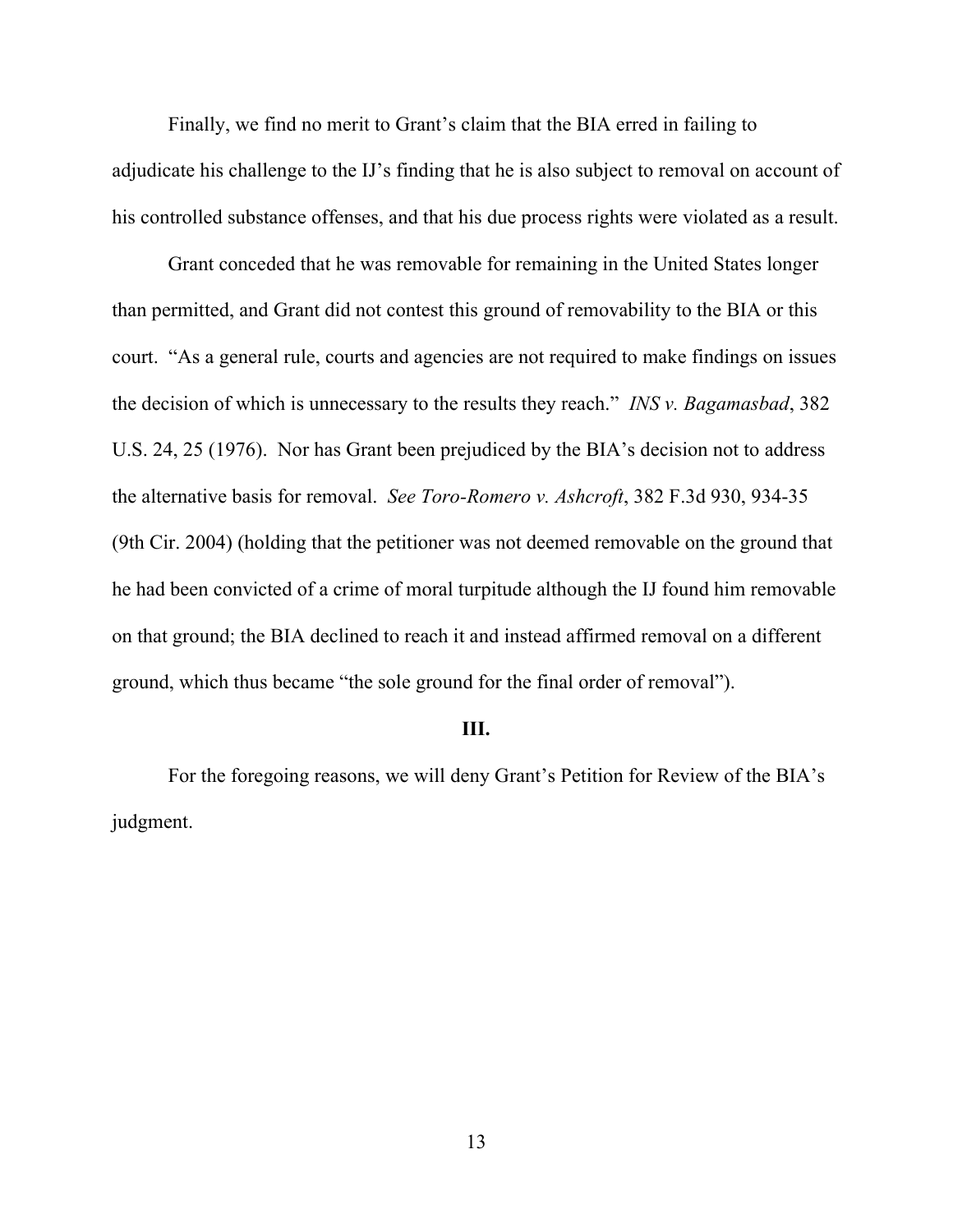Finally, we find no merit to Grant's claim that the BIA erred in failing to adjudicate his challenge to the IJ's finding that he is also subject to removal on account of his controlled substance offenses, and that his due process rights were violated as a result.

Grant conceded that he was removable for remaining in the United States longer than permitted, and Grant did not contest this ground of removability to the BIA or this court. "As a general rule, courts and agencies are not required to make findings on issues the decision of which is unnecessary to the results they reach." *INS v. Bagamasbad*, 382 U.S. 24, 25 (1976). Nor has Grant been prejudiced by the BIA's decision not to address the alternative basis for removal. *See Toro-Romero v. Ashcroft*, 382 F.3d 930, 934-35 (9th Cir. 2004) (holding that the petitioner was not deemed removable on the ground that he had been convicted of a crime of moral turpitude although the IJ found him removable on that ground; the BIA declined to reach it and instead affirmed removal on a different ground, which thus became "the sole ground for the final order of removal").

**III.**

For the foregoing reasons, we will deny Grant's Petition for Review of the BIA's judgment.